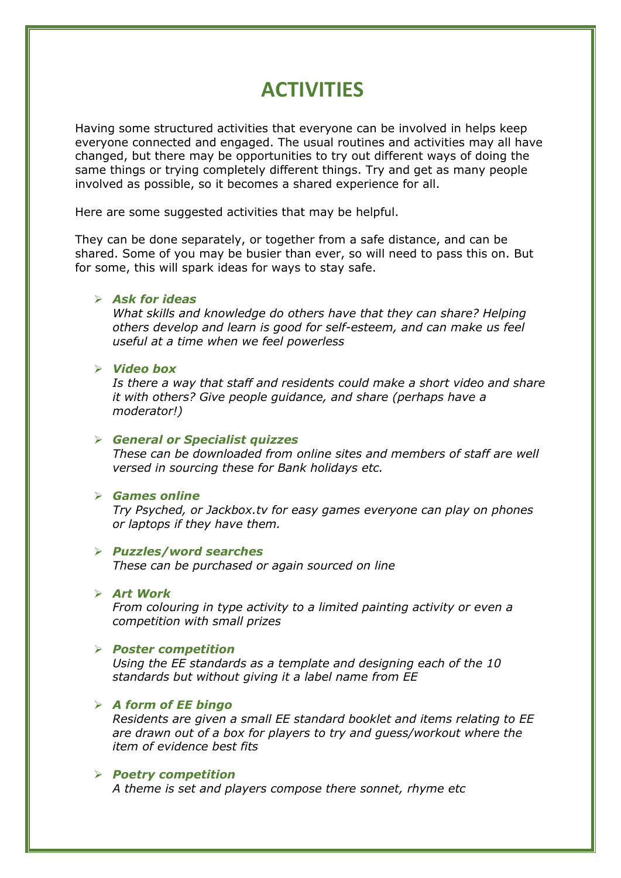# ACTIVITIES

Having some structured activities that everyone can be involved in helps keep everyone connected and engaged. The usual routines and activities may all have changed, but there may be opportunities to try out different ways of doing the same things or trying completely different things. Try and get as many people involved as possible, so it becomes a shared experience for all.

Here are some suggested activities that may be helpful.

They can be done separately, or together from a safe distance, and can be shared. Some of you may be busier than ever, so will need to pass this on. But for some, this will spark ideas for ways to stay safe.

- ***Ask for ideas***
  *What skills and knowledge do others have that they can share? Helping others develop and learn is good for self-esteem, and can make us feel useful at a time when we feel powerless*

- ***Video box***
  *Is there a way that staff and residents could make a short video and share it with others? Give people guidance, and share (perhaps have a moderator!)*

- ***General or Specialist quizzes***
  *These can be downloaded from online sites and members of staff are well versed in sourcing these for Bank holidays etc.*

- ***Games online***
  *Try Psyched, or Jackbox.tv for easy games everyone can play on phones or laptops if they have them.*

- ***Puzzles/word searches***
  *These can be purchased or again sourced on line*

- ***Art Work***
  *From colouring in type activity to a limited painting activity or even a competition with small prizes*

- ***Poster competition***
  *Using the EE standards as a template and designing each of the 10 standards but without giving it a label name from EE*

- ***A form of EE bingo***
  *Residents are given a small EE standard booklet and items relating to EE are drawn out of a box for players to try and guess/workout where the item of evidence best fits*

- ***Poetry competition***
  *A theme is set and players compose there sonnet, rhyme etc*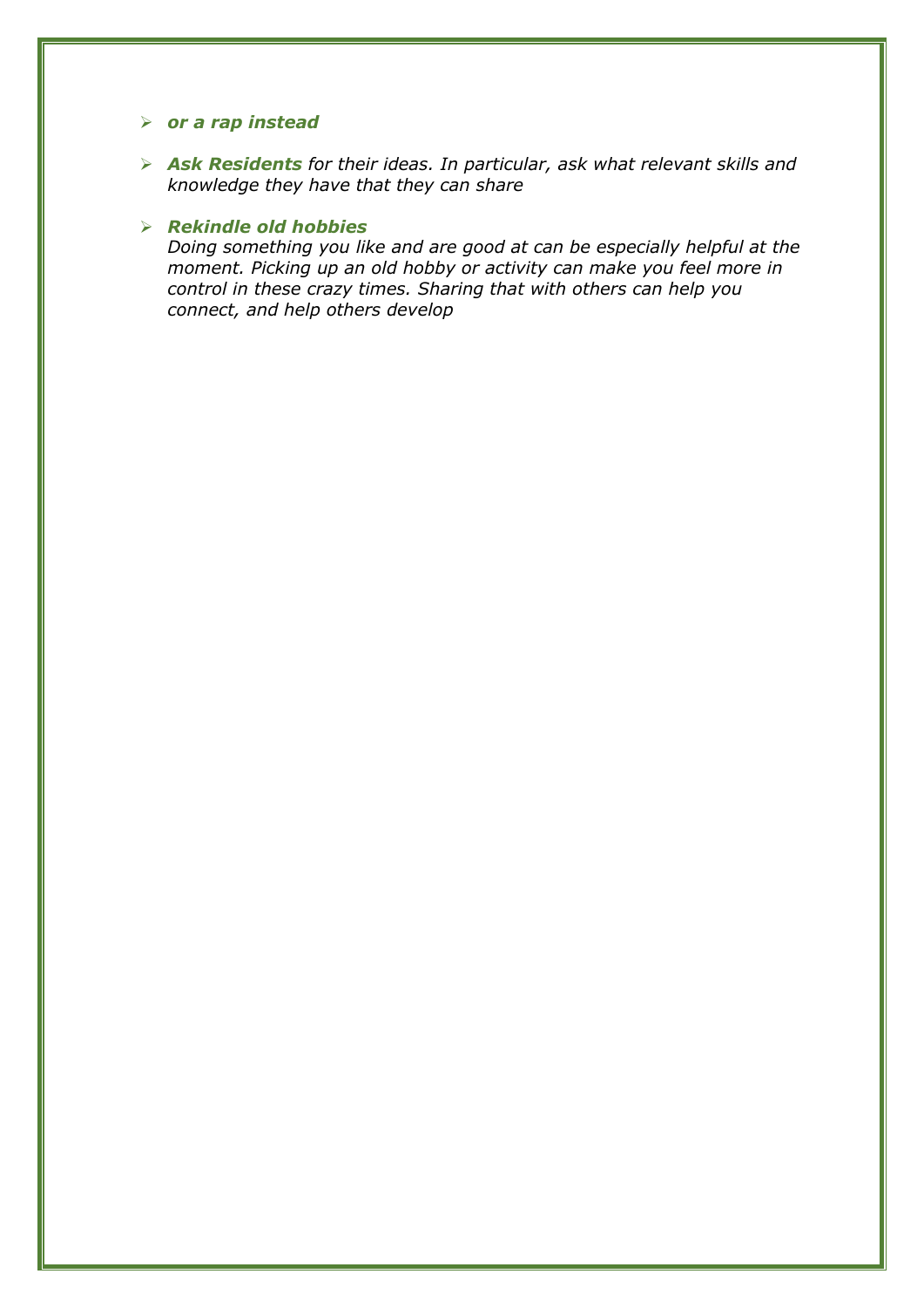- ***or a rap instead***

- ***Ask Residents*** *for their ideas. In particular, ask what relevant skills and knowledge they have that they can share*

- ***Rekindle old hobbies***
  *Doing something you like and are good at can be especially helpful at the moment. Picking up an old hobby or activity can make you feel more in control in these crazy times. Sharing that with others can help you connect, and help others develop*